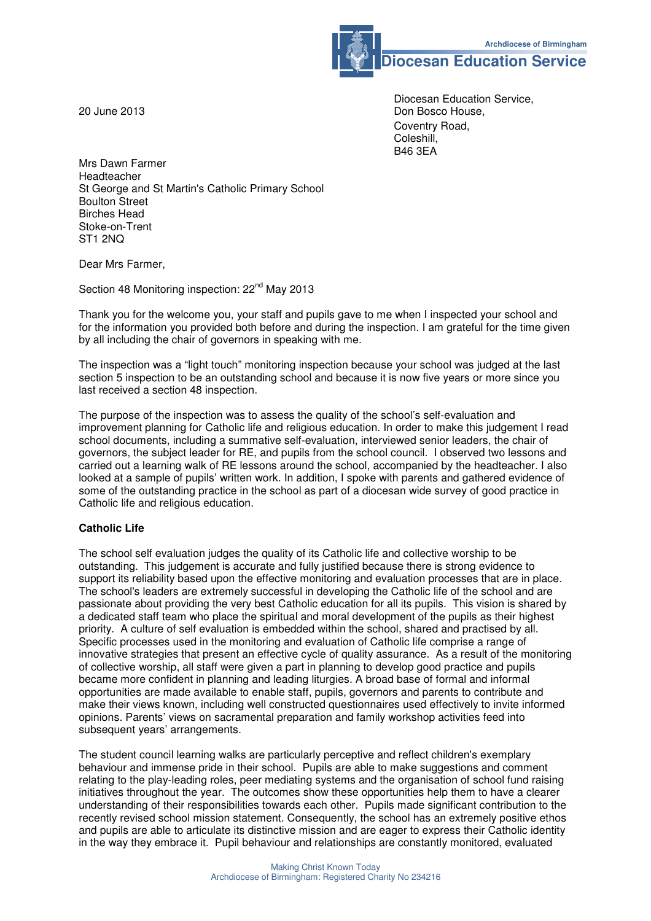Archdiocese of Birmingham
**Diocesan Education Service**

20 June 2013

Diocesan Education Service,
Don Bosco House,
Coventry Road,
Coleshill,
B46 3EA

Mrs Dawn Farmer
Headteacher
St George and St Martin's Catholic Primary School
Boulton Street
Birches Head
Stoke-on-Trent
ST1 2NQ

Dear Mrs Farmer,

Section 48 Monitoring inspection: 22nd May 2013

Thank you for the welcome you, your staff and pupils gave to me when I inspected your school and for the information you provided both before and during the inspection. I am grateful for the time given by all including the chair of governors in speaking with me.

The inspection was a "light touch" monitoring inspection because your school was judged at the last section 5 inspection to be an outstanding school and because it is now five years or more since you last received a section 48 inspection.

The purpose of the inspection was to assess the quality of the school's self-evaluation and improvement planning for Catholic life and religious education. In order to make this judgement I read school documents, including a summative self-evaluation, interviewed senior leaders, the chair of governors, the subject leader for RE, and pupils from the school council. I observed two lessons and carried out a learning walk of RE lessons around the school, accompanied by the headteacher. I also looked at a sample of pupils' written work. In addition, I spoke with parents and gathered evidence of some of the outstanding practice in the school as part of a diocesan wide survey of good practice in Catholic life and religious education.

**Catholic Life**

The school self evaluation judges the quality of its Catholic life and collective worship to be outstanding. This judgement is accurate and fully justified because there is strong evidence to support its reliability based upon the effective monitoring and evaluation processes that are in place. The school's leaders are extremely successful in developing the Catholic life of the school and are passionate about providing the very best Catholic education for all its pupils. This vision is shared by a dedicated staff team who place the spiritual and moral development of the pupils as their highest priority. A culture of self evaluation is embedded within the school, shared and practised by all. Specific processes used in the monitoring and evaluation of Catholic life comprise a range of innovative strategies that present an effective cycle of quality assurance. As a result of the monitoring of collective worship, all staff were given a part in planning to develop good practice and pupils became more confident in planning and leading liturgies. A broad base of formal and informal opportunities are made available to enable staff, pupils, governors and parents to contribute and make their views known, including well constructed questionnaires used effectively to invite informed opinions. Parents' views on sacramental preparation and family workshop activities feed into subsequent years' arrangements.

The student council learning walks are particularly perceptive and reflect children's exemplary behaviour and immense pride in their school. Pupils are able to make suggestions and comment relating to the play-leading roles, peer mediating systems and the organisation of school fund raising initiatives throughout the year. The outcomes show these opportunities help them to have a clearer understanding of their responsibilities towards each other. Pupils made significant contribution to the recently revised school mission statement. Consequently, the school has an extremely positive ethos and pupils are able to articulate its distinctive mission and are eager to express their Catholic identity in the way they embrace it. Pupil behaviour and relationships are constantly monitored, evaluated

Making Christ Known Today
Archdiocese of Birmingham: Registered Charity No 234216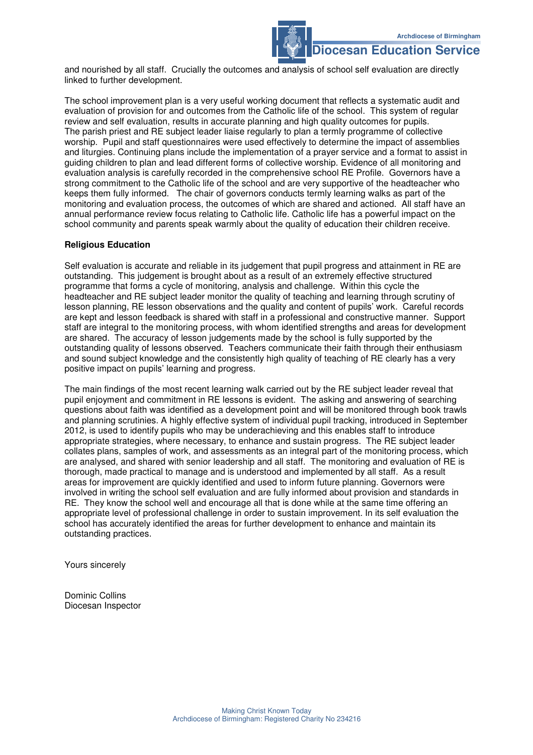and nourished by all staff. Crucially the outcomes and analysis of school self evaluation are directly linked to further development.

The school improvement plan is a very useful working document that reflects a systematic audit and evaluation of provision for and outcomes from the Catholic life of the school. This system of regular review and self evaluation, results in accurate planning and high quality outcomes for pupils. The parish priest and RE subject leader liaise regularly to plan a termly programme of collective worship. Pupil and staff questionnaires were used effectively to determine the impact of assemblies and liturgies. Continuing plans include the implementation of a prayer service and a format to assist in guiding children to plan and lead different forms of collective worship. Evidence of all monitoring and evaluation analysis is carefully recorded in the comprehensive school RE Profile. Governors have a strong commitment to the Catholic life of the school and are very supportive of the headteacher who keeps them fully informed. The chair of governors conducts termly learning walks as part of the monitoring and evaluation process, the outcomes of which are shared and actioned. All staff have an annual performance review focus relating to Catholic life. Catholic life has a powerful impact on the school community and parents speak warmly about the quality of education their children receive.

**Religious Education**

Self evaluation is accurate and reliable in its judgement that pupil progress and attainment in RE are outstanding. This judgement is brought about as a result of an extremely effective structured programme that forms a cycle of monitoring, analysis and challenge. Within this cycle the headteacher and RE subject leader monitor the quality of teaching and learning through scrutiny of lesson planning, RE lesson observations and the quality and content of pupils' work. Careful records are kept and lesson feedback is shared with staff in a professional and constructive manner. Support staff are integral to the monitoring process, with whom identified strengths and areas for development are shared. The accuracy of lesson judgements made by the school is fully supported by the outstanding quality of lessons observed. Teachers communicate their faith through their enthusiasm and sound subject knowledge and the consistently high quality of teaching of RE clearly has a very positive impact on pupils' learning and progress.

The main findings of the most recent learning walk carried out by the RE subject leader reveal that pupil enjoyment and commitment in RE lessons is evident. The asking and answering of searching questions about faith was identified as a development point and will be monitored through book trawls and planning scrutinies. A highly effective system of individual pupil tracking, introduced in September 2012, is used to identify pupils who may be underachieving and this enables staff to introduce appropriate strategies, where necessary, to enhance and sustain progress. The RE subject leader collates plans, samples of work, and assessments as an integral part of the monitoring process, which are analysed, and shared with senior leadership and all staff. The monitoring and evaluation of RE is thorough, made practical to manage and is understood and implemented by all staff. As a result areas for improvement are quickly identified and used to inform future planning. Governors were involved in writing the school self evaluation and are fully informed about provision and standards in RE. They know the school well and encourage all that is done while at the same time offering an appropriate level of professional challenge in order to sustain improvement. In its self evaluation the school has accurately identified the areas for further development to enhance and maintain its outstanding practices.

Yours sincerely

Dominic Collins
Diocesan Inspector